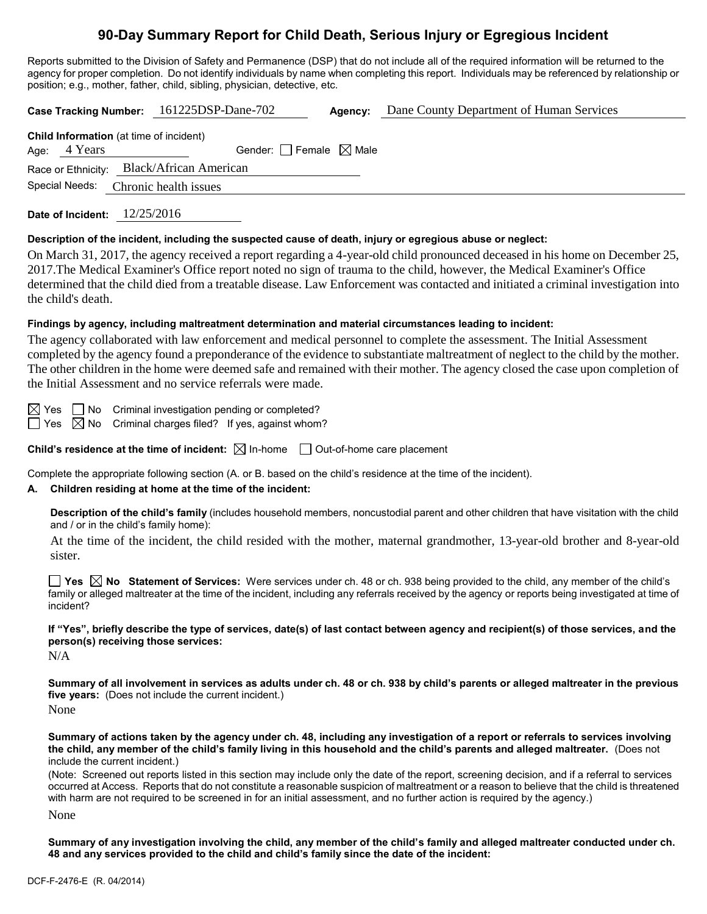# 90-Day Summary Report for Child Death, Serious Injury or Egregious Incident

Reports submitted to the Division of Safety and Permanence (DSP) that do not include all of the required information will be returned to the agency for proper completion. Do not identify individuals by name when completing this report. Individuals may be referenced by relationship or position; e.g., mother, father, child, sibling, physician, detective, etc.

**Case Tracking Number:** 161225DSP-Dane-702 **Agency:** Dane County Department of Human Services

**Child Information** (at time of incident)

Age: 4 Years Gender: ☐ Female ☒ Male

Race or Ethnicity: Black/African American

Special Needs: Chronic health issues

**Date of Incident:** 12/25/2016

**Description of the incident, including the suspected cause of death, injury or egregious abuse or neglect:**

On March 31, 2017, the agency received a report regarding a 4-year-old child pronounced deceased in his home on December 25, 2017.The Medical Examiner's Office report noted no sign of trauma to the child, however, the Medical Examiner's Office determined that the child died from a treatable disease. Law Enforcement was contacted and initiated a criminal investigation into the child's death.

**Findings by agency, including maltreatment determination and material circumstances leading to incident:**

The agency collaborated with law enforcement and medical personnel to complete the assessment. The Initial Assessment completed by the agency found a preponderance of the evidence to substantiate maltreatment of neglect to the child by the mother. The other children in the home were deemed safe and remained with their mother. The agency closed the case upon completion of the Initial Assessment and no service referrals were made.

☒ Yes ☐ No Criminal investigation pending or completed?

☐ Yes ☒ No Criminal charges filed? If yes, against whom?

**Child's residence at the time of incident:** ☒ In-home ☐ Out-of-home care placement

Complete the appropriate following section (A. or B. based on the child's residence at the time of the incident).

**A. Children residing at home at the time of the incident:**

**Description of the child's family** (includes household members, noncustodial parent and other children that have visitation with the child and / or in the child's family home):

At the time of the incident, the child resided with the mother, maternal grandmother, 13-year-old brother and 8-year-old sister.

☐ **Yes** ☒ **No Statement of Services:** Were services under ch. 48 or ch. 938 being provided to the child, any member of the child's family or alleged maltreater at the time of the incident, including any referrals received by the agency or reports being investigated at time of incident?

**If "Yes", briefly describe the type of services, date(s) of last contact between agency and recipient(s) of those services, and the person(s) receiving those services:**

N/A

**Summary of all involvement in services as adults under ch. 48 or ch. 938 by child's parents or alleged maltreater in the previous five years:** (Does not include the current incident.)

None

**Summary of actions taken by the agency under ch. 48, including any investigation of a report or referrals to services involving the child, any member of the child's family living in this household and the child's parents and alleged maltreater.** (Does not include the current incident.)

(Note: Screened out reports listed in this section may include only the date of the report, screening decision, and if a referral to services occurred at Access. Reports that do not constitute a reasonable suspicion of maltreatment or a reason to believe that the child is threatened with harm are not required to be screened in for an initial assessment, and no further action is required by the agency.)

None

**Summary of any investigation involving the child, any member of the child's family and alleged maltreater conducted under ch. 48 and any services provided to the child and child's family since the date of the incident:**

DCF-F-2476-E (R. 04/2014)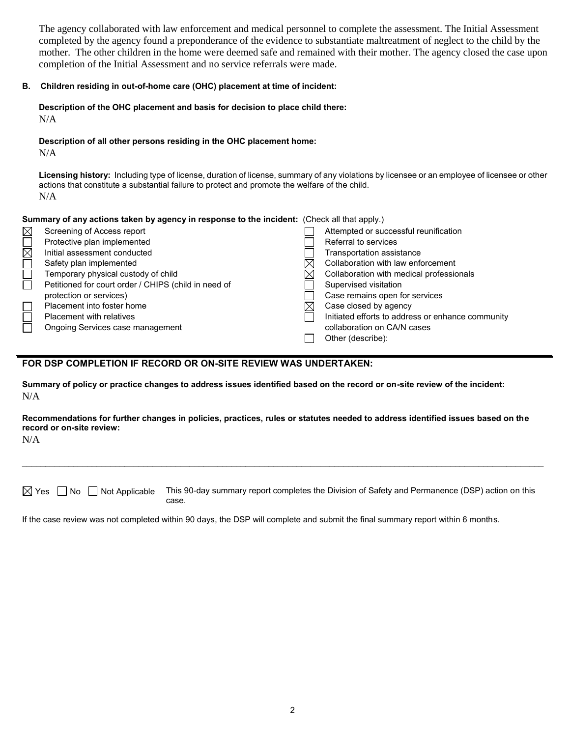The agency collaborated with law enforcement and medical personnel to complete the assessment. The Initial Assessment completed by the agency found a preponderance of the evidence to substantiate maltreatment of neglect to the child by the mother. The other children in the home were deemed safe and remained with their mother. The agency closed the case upon completion of the Initial Assessment and no service referrals were made.

**B. Children residing in out-of-home care (OHC) placement at time of incident:**

**Description of the OHC placement and basis for decision to place child there:**
N/A

**Description of all other persons residing in the OHC placement home:**
N/A

**Licensing history:** Including type of license, duration of license, summary of any violations by licensee or an employee of licensee or other actions that constitute a substantial failure to protect and promote the welfare of the child.
N/A

**Summary of any actions taken by agency in response to the incident:** (Check all that apply.)

- ☒ Screening of Access report
- ☐ Protective plan implemented
- ☒ Initial assessment conducted
- ☐ Safety plan implemented
- ☐ Temporary physical custody of child
- ☐ Petitioned for court order / CHIPS (child in need of protection or services)
- ☐ Placement into foster home
- ☐ Placement with relatives
- ☐ Ongoing Services case management
- ☐ Attempted or successful reunification
- ☐ Referral to services
- ☐ Transportation assistance
- ☒ Collaboration with law enforcement
- ☒ Collaboration with medical professionals
- ☐ Supervised visitation
- ☐ Case remains open for services
- ☒ Case closed by agency
- ☐ Initiated efforts to address or enhance community collaboration on CA/N cases
- ☐ Other (describe):

## FOR DSP COMPLETION IF RECORD OR ON-SITE REVIEW WAS UNDERTAKEN:

**Summary of policy or practice changes to address issues identified based on the record or on-site review of the incident:**
N/A

**Recommendations for further changes in policies, practices, rules or statutes needed to address identified issues based on the record or on-site review:**
N/A

---

☒ Yes ☐ No ☐ Not Applicable This 90-day summary report completes the Division of Safety and Permanence (DSP) action on this case.

If the case review was not completed within 90 days, the DSP will complete and submit the final summary report within 6 months.